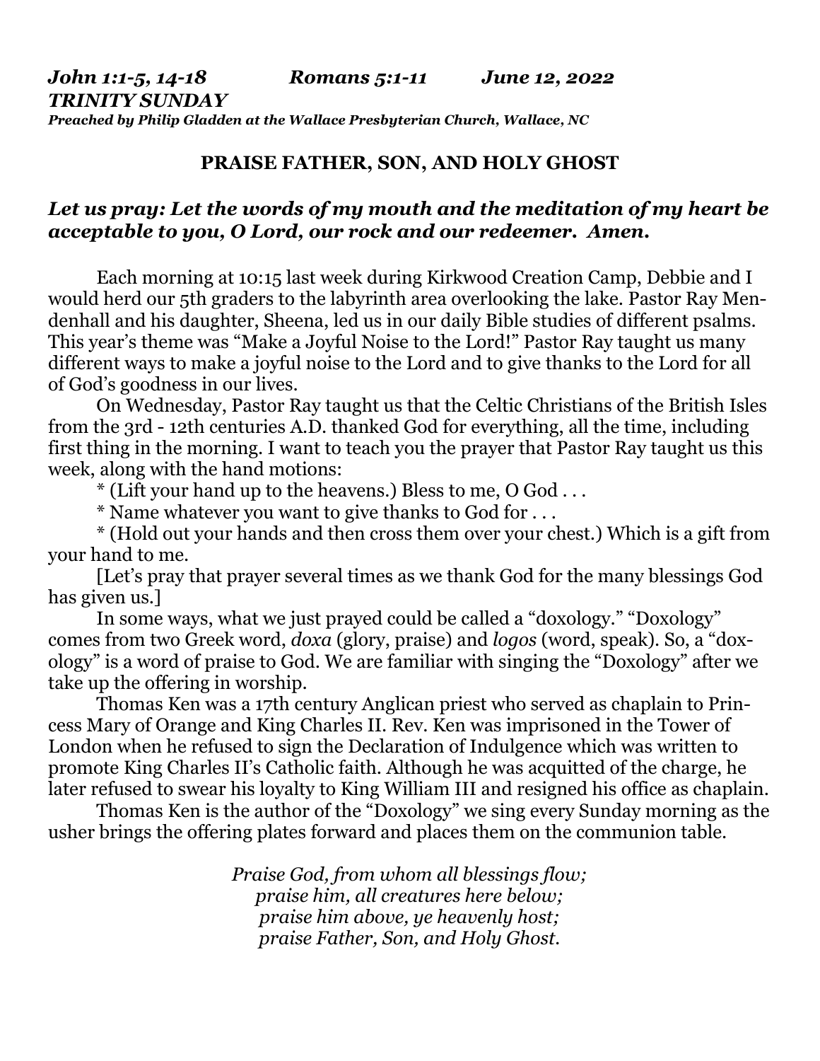*John 1:1-5, 14-18 Romans 5:1-11 June 12, 2022*
***TRINITY SUNDAY***
***Preached by Philip Gladden at the Wallace Presbyterian Church, Wallace, NC***

## PRAISE FATHER, SON, AND HOLY GHOST

***Let us pray: Let the words of my mouth and the meditation of my heart be acceptable to you, O Lord, our rock and our redeemer. Amen.***

Each morning at 10:15 last week during Kirkwood Creation Camp, Debbie and I would herd our 5th graders to the labyrinth area overlooking the lake. Pastor Ray Mendenhall and his daughter, Sheena, led us in our daily Bible studies of different psalms. This year's theme was "Make a Joyful Noise to the Lord!" Pastor Ray taught us many different ways to make a joyful noise to the Lord and to give thanks to the Lord for all of God's goodness in our lives.

On Wednesday, Pastor Ray taught us that the Celtic Christians of the British Isles from the 3rd - 12th centuries A.D. thanked God for everything, all the time, including first thing in the morning. I want to teach you the prayer that Pastor Ray taught us this week, along with the hand motions:

* (Lift your hand up to the heavens.) Bless to me, O God . . .
* Name whatever you want to give thanks to God for . . .
* (Hold out your hands and then cross them over your chest.) Which is a gift from your hand to me.

[Let's pray that prayer several times as we thank God for the many blessings God has given us.]

In some ways, what we just prayed could be called a "doxology." "Doxology" comes from two Greek word, *doxa* (glory, praise) and *logos* (word, speak). So, a "doxology" is a word of praise to God. We are familiar with singing the "Doxology" after we take up the offering in worship.

Thomas Ken was a 17th century Anglican priest who served as chaplain to Princess Mary of Orange and King Charles II. Rev. Ken was imprisoned in the Tower of London when he refused to sign the Declaration of Indulgence which was written to promote King Charles II's Catholic faith. Although he was acquitted of the charge, he later refused to swear his loyalty to King William III and resigned his office as chaplain.

Thomas Ken is the author of the "Doxology" we sing every Sunday morning as the usher brings the offering plates forward and places them on the communion table.

*Praise God, from whom all blessings flow;*
*praise him, all creatures here below;*
*praise him above, ye heavenly host;*
*praise Father, Son, and Holy Ghost.*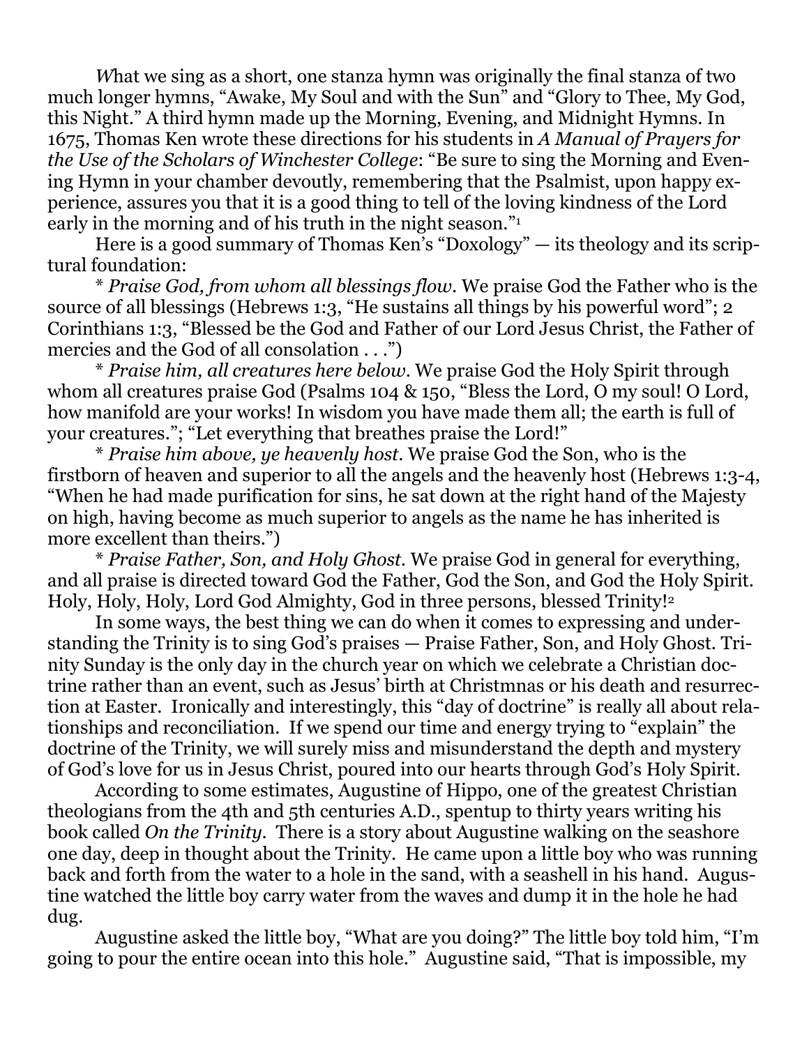*W*hat we sing as a short, one stanza hymn was originally the final stanza of two much longer hymns, "Awake, My Soul and with the Sun" and "Glory to Thee, My God, this Night." A third hymn made up the Morning, Evening, and Midnight Hymns. In 1675, Thomas Ken wrote these directions for his students in *A Manual of Prayers for the Use of the Scholars of Winchester College*: "Be sure to sing the Morning and Evening Hymn in your chamber devoutly, remembering that the Psalmist, upon happy experience, assures you that it is a good thing to tell of the loving kindness of the Lord early in the morning and of his truth in the night season."[1]

Here is a good summary of Thomas Ken's "Doxology" — its theology and its scriptural foundation:

\* *Praise God, from whom all blessings flow*. We praise God the Father who is the source of all blessings (Hebrews 1:3, "He sustains all things by his powerful word"; 2 Corinthians 1:3, "Blessed be the God and Father of our Lord Jesus Christ, the Father of mercies and the God of all consolation . . .")

\* *Praise him, all creatures here below*. We praise God the Holy Spirit through whom all creatures praise God (Psalms 104 & 150, "Bless the Lord, O my soul! O Lord, how manifold are your works! In wisdom you have made them all; the earth is full of your creatures."; "Let everything that breathes praise the Lord!"

\* *Praise him above, ye heavenly host*. We praise God the Son, who is the firstborn of heaven and superior to all the angels and the heavenly host (Hebrews 1:3-4, "When he had made purification for sins, he sat down at the right hand of the Majesty on high, having become as much superior to angels as the name he has inherited is more excellent than theirs.")

\* *Praise Father, Son, and Holy Ghost*. We praise God in general for everything, and all praise is directed toward God the Father, God the Son, and God the Holy Spirit. Holy, Holy, Holy, Lord God Almighty, God in three persons, blessed Trinity![2]

In some ways, the best thing we can do when it comes to expressing and understanding the Trinity is to sing God's praises — Praise Father, Son, and Holy Ghost. Trinity Sunday is the only day in the church year on which we celebrate a Christian doctrine rather than an event, such as Jesus' birth at Christmnas or his death and resurrection at Easter. Ironically and interestingly, this "day of doctrine" is really all about relationships and reconciliation. If we spend our time and energy trying to "explain" the doctrine of the Trinity, we will surely miss and misunderstand the depth and mystery of God's love for us in Jesus Christ, poured into our hearts through God's Holy Spirit.

According to some estimates, Augustine of Hippo, one of the greatest Christian theologians from the 4th and 5th centuries A.D., spentup to thirty years writing his book called *On the Trinity*. There is a story about Augustine walking on the seashore one day, deep in thought about the Trinity. He came upon a little boy who was running back and forth from the water to a hole in the sand, with a seashell in his hand. Augustine watched the little boy carry water from the waves and dump it in the hole he had dug.

Augustine asked the little boy, "What are you doing?" The little boy told him, "I'm going to pour the entire ocean into this hole." Augustine said, "That is impossible, my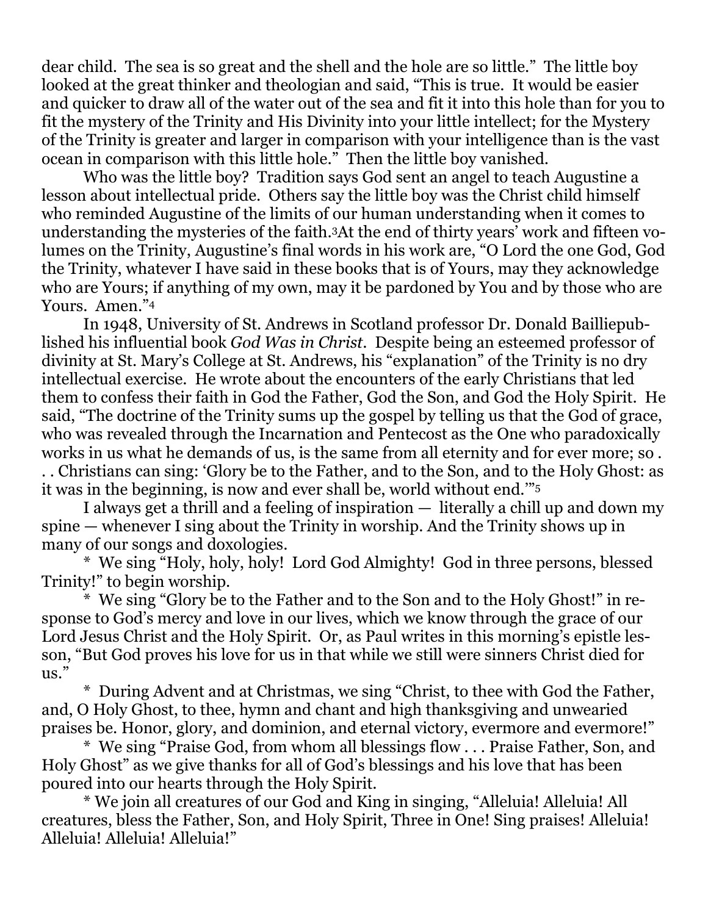dear child. The sea is so great and the shell and the hole are so little." The little boy looked at the great thinker and theologian and said, "This is true. It would be easier and quicker to draw all of the water out of the sea and fit it into this hole than for you to fit the mystery of the Trinity and His Divinity into your little intellect; for the Mystery of the Trinity is greater and larger in comparison with your intelligence than is the vast ocean in comparison with this little hole." Then the little boy vanished.

Who was the little boy? Tradition says God sent an angel to teach Augustine a lesson about intellectual pride. Others say the little boy was the Christ child himself who reminded Augustine of the limits of our human understanding when it comes to understanding the mysteries of the faith.[3] At the end of thirty years' work and fifteen volumes on the Trinity, Augustine's final words in his work are, "O Lord the one God, God the Trinity, whatever I have said in these books that is of Yours, may they acknowledge who are Yours; if anything of my own, may it be pardoned by You and by those who are Yours. Amen."[4]

In 1948, University of St. Andrews in Scotland professor Dr. Donald Bailliepublished his influential book *God Was in Christ*. Despite being an esteemed professor of divinity at St. Mary's College at St. Andrews, his "explanation" of the Trinity is no dry intellectual exercise. He wrote about the encounters of the early Christians that led them to confess their faith in God the Father, God the Son, and God the Holy Spirit. He said, "The doctrine of the Trinity sums up the gospel by telling us that the God of grace, who was revealed through the Incarnation and Pentecost as the One who paradoxically works in us what he demands of us, is the same from all eternity and for ever more; so . . . Christians can sing: 'Glory be to the Father, and to the Son, and to the Holy Ghost: as it was in the beginning, is now and ever shall be, world without end.'"[5]

I always get a thrill and a feeling of inspiration — literally a chill up and down my spine — whenever I sing about the Trinity in worship. And the Trinity shows up in many of our songs and doxologies.

* We sing "Holy, holy, holy! Lord God Almighty! God in three persons, blessed Trinity!" to begin worship.
* We sing "Glory be to the Father and to the Son and to the Holy Ghost!" in response to God's mercy and love in our lives, which we know through the grace of our Lord Jesus Christ and the Holy Spirit. Or, as Paul writes in this morning's epistle lesson, "But God proves his love for us in that while we still were sinners Christ died for us."
* During Advent and at Christmas, we sing "Christ, to thee with God the Father, and, O Holy Ghost, to thee, hymn and chant and high thanksgiving and unwearied praises be. Honor, glory, and dominion, and eternal victory, evermore and evermore!"
* We sing "Praise God, from whom all blessings flow . . . Praise Father, Son, and Holy Ghost" as we give thanks for all of God's blessings and his love that has been poured into our hearts through the Holy Spirit.
* We join all creatures of our God and King in singing, "Alleluia! Alleluia! All creatures, bless the Father, Son, and Holy Spirit, Three in One! Sing praises! Alleluia! Alleluia! Alleluia! Alleluia!"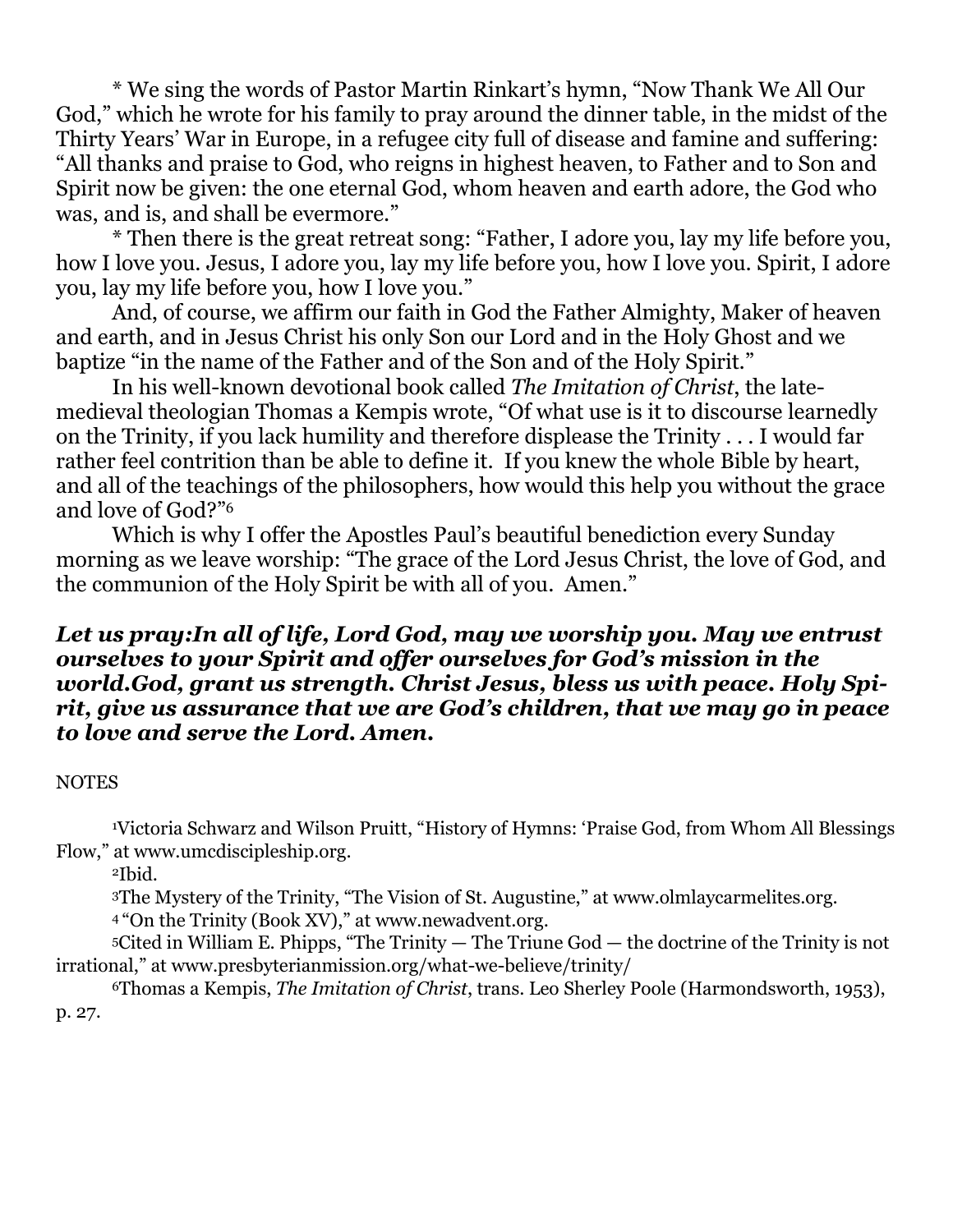\* We sing the words of Pastor Martin Rinkart's hymn, "Now Thank We All Our God," which he wrote for his family to pray around the dinner table, in the midst of the Thirty Years' War in Europe, in a refugee city full of disease and famine and suffering: "All thanks and praise to God, who reigns in highest heaven, to Father and to Son and Spirit now be given: the one eternal God, whom heaven and earth adore, the God who was, and is, and shall be evermore."

\* Then there is the great retreat song: "Father, I adore you, lay my life before you, how I love you. Jesus, I adore you, lay my life before you, how I love you. Spirit, I adore you, lay my life before you, how I love you."

And, of course, we affirm our faith in God the Father Almighty, Maker of heaven and earth, and in Jesus Christ his only Son our Lord and in the Holy Ghost and we baptize "in the name of the Father and of the Son and of the Holy Spirit."

In his well-known devotional book called *The Imitation of Christ*, the late-medieval theologian Thomas a Kempis wrote, "Of what use is it to discourse learnedly on the Trinity, if you lack humility and therefore displease the Trinity . . . I would far rather feel contrition than be able to define it. If you knew the whole Bible by heart, and all of the teachings of the philosophers, how would this help you without the grace and love of God?"[6]

Which is why I offer the Apostles Paul's beautiful benediction every Sunday morning as we leave worship: "The grace of the Lord Jesus Christ, the love of God, and the communion of the Holy Spirit be with all of you. Amen."

***Let us pray:In all of life, Lord God, may we worship you. May we entrust ourselves to your Spirit and offer ourselves for God's mission in the world.God, grant us strength. Christ Jesus, bless us with peace. Holy Spirit, give us assurance that we are God's children, that we may go in peace to love and serve the Lord. Amen.***

NOTES

[1]Victoria Schwarz and Wilson Pruitt, "History of Hymns: 'Praise God, from Whom All Blessings Flow," at www.umcdiscipleship.org.

[2]Ibid.

[3]The Mystery of the Trinity, "The Vision of St. Augustine," at www.olmlaycarmelites.org.

[4] "On the Trinity (Book XV)," at www.newadvent.org.

[5]Cited in William E. Phipps, "The Trinity — The Triune God — the doctrine of the Trinity is not irrational," at www.presbyterianmission.org/what-we-believe/trinity/

[6]Thomas a Kempis, *The Imitation of Christ*, trans. Leo Sherley Poole (Harmondsworth, 1953), p. 27.